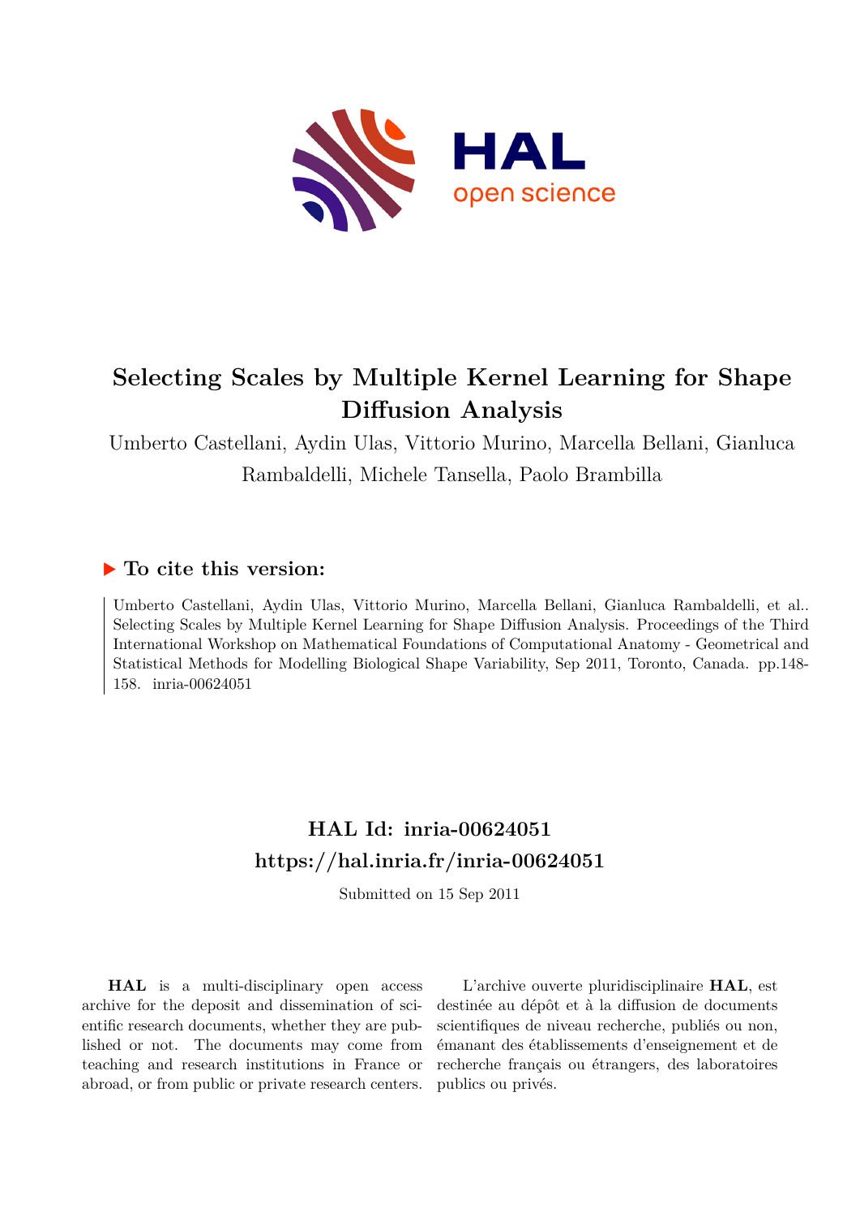# Selecting Scales by Multiple Kernel Learning for Shape Diffusion Analysis

Umberto Castellani, Aydin Ulas, Vittorio Murino, Marcella Bellani, Gianluca Rambaldelli, Michele Tansella, Paolo Brambilla

## ▶ To cite this version:

Umberto Castellani, Aydin Ulas, Vittorio Murino, Marcella Bellani, Gianluca Rambaldelli, et al.. Selecting Scales by Multiple Kernel Learning for Shape Diffusion Analysis. Proceedings of the Third International Workshop on Mathematical Foundations of Computational Anatomy - Geometrical and Statistical Methods for Modelling Biological Shape Variability, Sep 2011, Toronto, Canada. pp.148-158. inria-00624051

## HAL Id: inria-00624051
## https://hal.inria.fr/inria-00624051

Submitted on 15 Sep 2011

**HAL** is a multi-disciplinary open access archive for the deposit and dissemination of scientific research documents, whether they are published or not. The documents may come from teaching and research institutions in France or abroad, or from public or private research centers.

L'archive ouverte pluridisciplinaire **HAL**, est destinée au dépôt et à la diffusion de documents scientifiques de niveau recherche, publiés ou non, émanant des établissements d'enseignement et de recherche français ou étrangers, des laboratoires publics ou privés.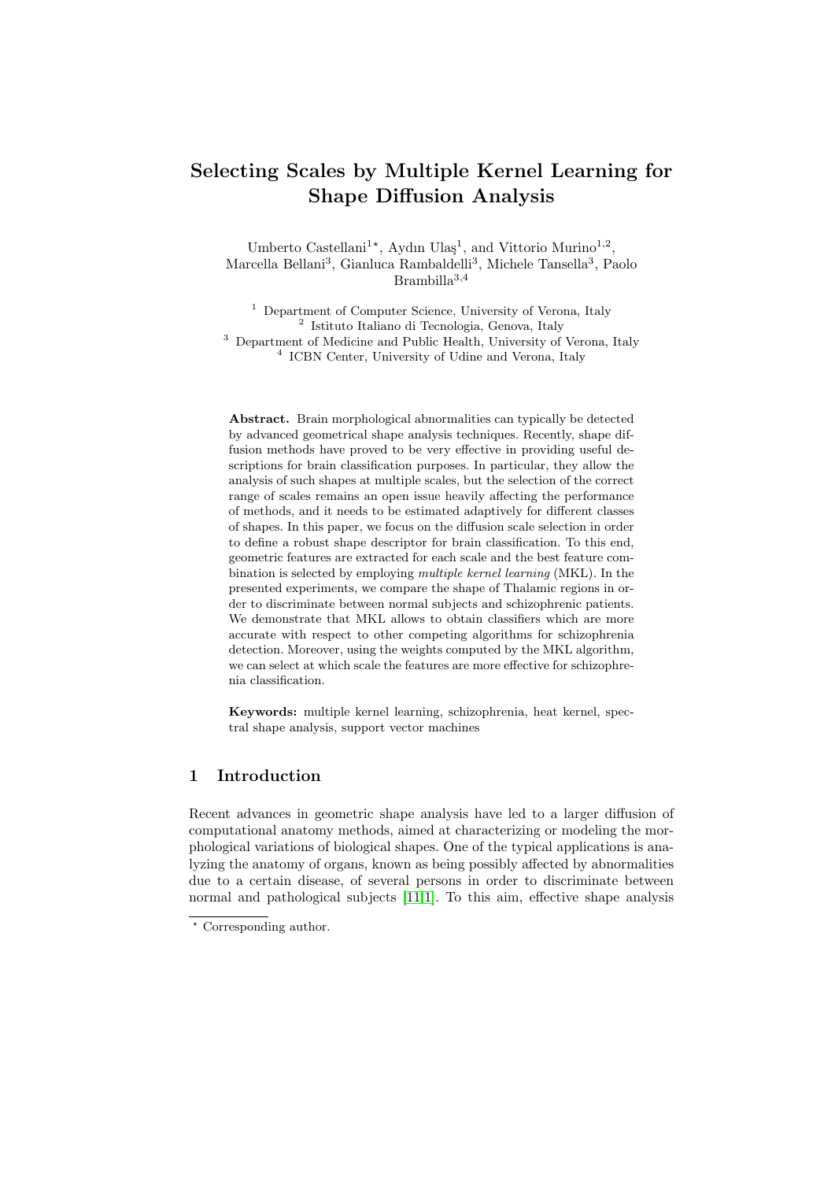# Selecting Scales by Multiple Kernel Learning for Shape Diffusion Analysis

Umberto Castellani[1]*, Aydın Ulaş[1], and Vittorio Murino[1,2], Marcella Bellani[3], Gianluca Rambaldelli[3], Michele Tansella[3], Paolo Brambilla[3,4]

[1] Department of Computer Science, University of Verona, Italy
[2] Istituto Italiano di Tecnologia, Genova, Italy
[3] Department of Medicine and Public Health, University of Verona, Italy
[4] ICBN Center, University of Udine and Verona, Italy

**Abstract.** Brain morphological abnormalities can typically be detected by advanced geometrical shape analysis techniques. Recently, shape diffusion methods have proved to be very effective in providing useful descriptions for brain classification purposes. In particular, they allow the analysis of such shapes at multiple scales, but the selection of the correct range of scales remains an open issue heavily affecting the performance of methods, and it needs to be estimated adaptively for different classes of shapes. In this paper, we focus on the diffusion scale selection in order to define a robust shape descriptor for brain classification. To this end, geometric features are extracted for each scale and the best feature combination is selected by employing *multiple kernel learning* (MKL). In the presented experiments, we compare the shape of Thalamic regions in order to discriminate between normal subjects and schizophrenic patients. We demonstrate that MKL allows to obtain classifiers which are more accurate with respect to other competing algorithms for schizophrenia detection. Moreover, using the weights computed by the MKL algorithm, we can select at which scale the features are more effective for schizophrenia classification.

**Keywords:** multiple kernel learning, schizophrenia, heat kernel, spectral shape analysis, support vector machines

## 1 Introduction

Recent advances in geometric shape analysis have led to a larger diffusion of computational anatomy methods, aimed at characterizing or modeling the morphological variations of biological shapes. One of the typical applications is analyzing the anatomy of organs, known as being possibly affected by abnormalities due to a certain disease, of several persons in order to discriminate between normal and pathological subjects [11,1]. To this aim, effective shape analysis

* Corresponding author.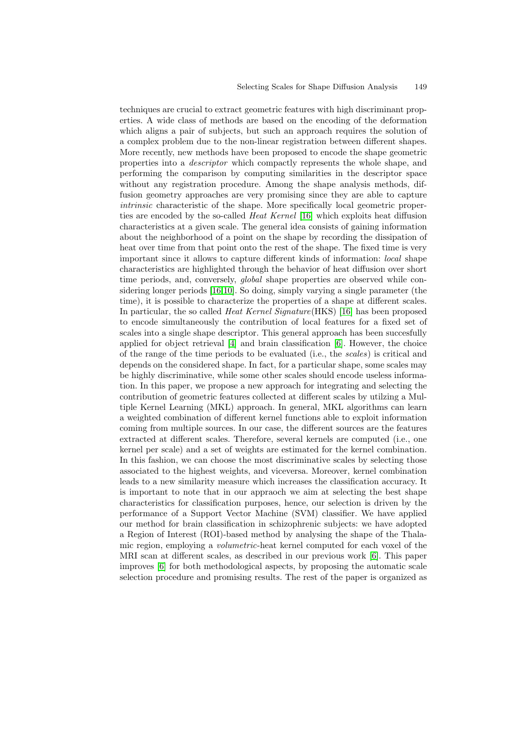techniques are crucial to extract geometric features with high discriminant properties. A wide class of methods are based on the encoding of the deformation which aligns a pair of subjects, but such an approach requires the solution of a complex problem due to the non-linear registration between different shapes. More recently, new methods have been proposed to encode the shape geometric properties into a *descriptor* which compactly represents the whole shape, and performing the comparison by computing similarities in the descriptor space without any registration procedure. Among the shape analysis methods, diffusion geometry approaches are very promising since they are able to capture *intrinsic* characteristic of the shape. More specifically local geometric properties are encoded by the so-called *Heat Kernel* [16] which exploits heat diffusion characteristics at a given scale. The general idea consists of gaining information about the neighborhood of a point on the shape by recording the dissipation of heat over time from that point onto the rest of the shape. The fixed time is very important since it allows to capture different kinds of information: *local* shape characteristics are highlighted through the behavior of heat diffusion over short time periods, and, conversely, *global* shape properties are observed while considering longer periods [16,10]. So doing, simply varying a single parameter (the time), it is possible to characterize the properties of a shape at different scales. In particular, the so called *Heat Kernel Signature*(HKS) [16] has been proposed to encode simultaneously the contribution of local features for a fixed set of scales into a single shape descriptor. This general approach has been succesfully applied for object retrieval [4] and brain classification [6]. However, the choice of the range of the time periods to be evaluated (i.e., the *scales*) is critical and depends on the considered shape. In fact, for a particular shape, some scales may be highly discriminative, while some other scales should encode useless information. In this paper, we propose a new approach for integrating and selecting the contribution of geometric features collected at different scales by utilzing a Multiple Kernel Learning (MKL) approach. In general, MKL algorithms can learn a weighted combination of different kernel functions able to exploit information coming from multiple sources. In our case, the different sources are the features extracted at different scales. Therefore, several kernels are computed (i.e., one kernel per scale) and a set of weights are estimated for the kernel combination. In this fashion, we can choose the most discriminative scales by selecting those associated to the highest weights, and viceversa. Moreover, kernel combination leads to a new similarity measure which increases the classification accuracy. It is important to note that in our appraoch we aim at selecting the best shape characteristics for classification purposes, hence, our selection is driven by the performance of a Support Vector Machine (SVM) classifier. We have applied our method for brain classification in schizophrenic subjects: we have adopted a Region of Interest (ROI)-based method by analysing the shape of the Thalamic region, employing a *volumetric*-heat kernel computed for each voxel of the MRI scan at different scales, as described in our previous work [6]. This paper improves [6] for both methodological aspects, by proposing the automatic scale selection procedure and promising results. The rest of the paper is organized as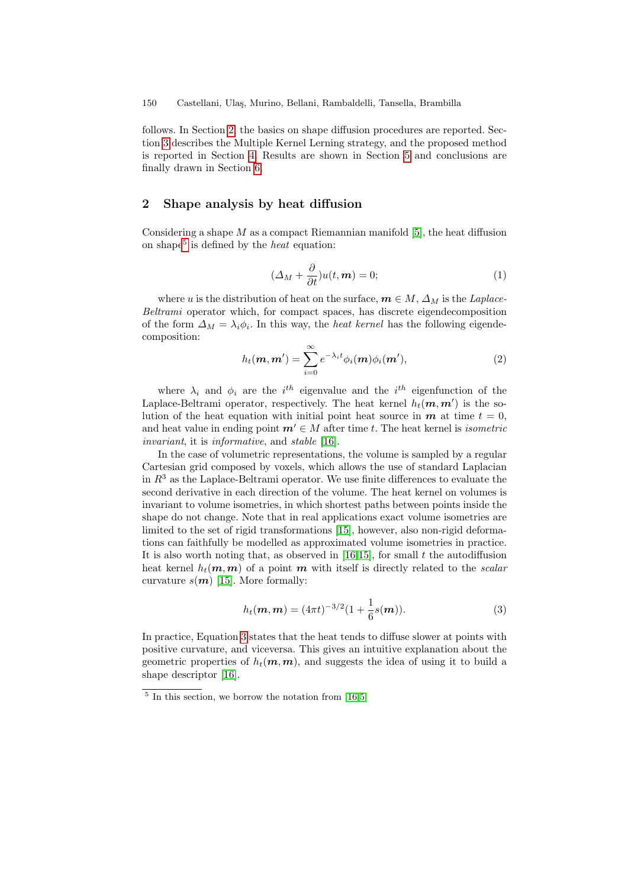follows. In Section 2, the basics on shape diffusion procedures are reported. Section 3 describes the Multiple Kernel Lerning strategy, and the proposed method is reported in Section 4. Results are shown in Section 5 and conclusions are finally drawn in Section 6.

## 2 Shape analysis by heat diffusion

Considering a shape $M$ as a compact Riemannian manifold [5], the heat diffusion on shape[5] is defined by the *heat* equation:

$$(\Delta_M + \frac{\partial}{\partial t})u(t, \boldsymbol{m}) = 0; \tag{1}$$

where $u$ is the distribution of heat on the surface, $\boldsymbol{m} \in M$, $\Delta_M$ is the *Laplace-Beltrami* operator which, for compact spaces, has discrete eigendecomposition of the form $\Delta_M = \lambda_i \phi_i$. In this way, the *heat kernel* has the following eigendecomposition:

$$h_t(\boldsymbol{m}, \boldsymbol{m'}) = \sum_{i=0}^{\infty} e^{-\lambda_i t} \phi_i(\boldsymbol{m}) \phi_i(\boldsymbol{m'}), \tag{2}$$

where $\lambda_i$ and $\phi_i$ are the $i^{th}$ eigenvalue and the $i^{th}$ eigenfunction of the Laplace-Beltrami operator, respectively. The heat kernel $h_t(\boldsymbol{m}, \boldsymbol{m'})$ is the solution of the heat equation with initial point heat source in $\boldsymbol{m}$ at time $t = 0$, and heat value in ending point $\boldsymbol{m'} \in M$ after time $t$. The heat kernel is *isometric invariant*, it is *informative*, and *stable* [16].

In the case of volumetric representations, the volume is sampled by a regular Cartesian grid composed by voxels, which allows the use of standard Laplacian in $R^3$ as the Laplace-Beltrami operator. We use finite differences to evaluate the second derivative in each direction of the volume. The heat kernel on volumes is invariant to volume isometries, in which shortest paths between points inside the shape do not change. Note that in real applications exact volume isometries are limited to the set of rigid transformations [15], however, also non-rigid deformations can faithfully be modelled as approximated volume isometries in practice. It is also worth noting that, as observed in [16,15], for small $t$ the autodiffusion heat kernel $h_t(\boldsymbol{m}, \boldsymbol{m})$ of a point $\boldsymbol{m}$ with itself is directly related to the *scalar* curvature $s(\boldsymbol{m})$ [15]. More formally:

$$h_t(\boldsymbol{m}, \boldsymbol{m}) = (4\pi t)^{-3/2}(1 + \frac{1}{6}s(\boldsymbol{m})). \tag{3}$$

In practice, Equation 3 states that the heat tends to diffuse slower at points with positive curvature, and viceversa. This gives an intuitive explanation about the geometric properties of $h_t(\boldsymbol{m}, \boldsymbol{m})$, and suggests the idea of using it to build a shape descriptor [16].

[5] In this section, we borrow the notation from [16,5]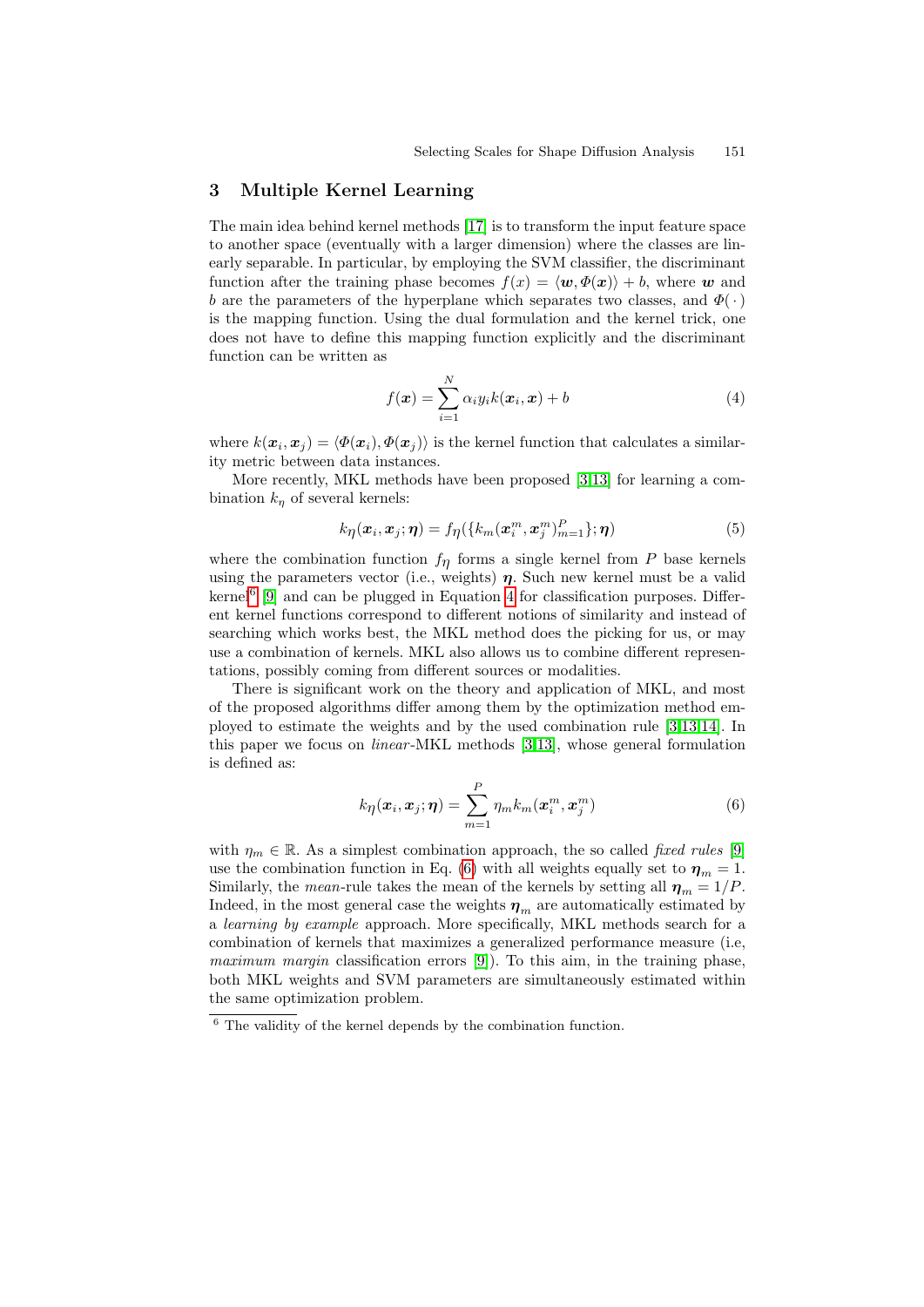## 3 Multiple Kernel Learning

The main idea behind kernel methods [17] is to transform the input feature space to another space (eventually with a larger dimension) where the classes are linearly separable. In particular, by employing the SVM classifier, the discriminant function after the training phase becomes $f(x) = \langle \boldsymbol{w}, \Phi(\boldsymbol{x})\rangle + b$, where $\boldsymbol{w}$ and $b$ are the parameters of the hyperplane which separates two classes, and $\Phi(\cdot)$ is the mapping function. Using the dual formulation and the kernel trick, one does not have to define this mapping function explicitly and the discriminant function can be written as

$$f(\boldsymbol{x}) = \sum_{i=1}^{N} \alpha_i y_i k(\boldsymbol{x}_i, \boldsymbol{x}) + b \tag{4}$$

where $k(\boldsymbol{x}_i, \boldsymbol{x}_j) = \langle \Phi(\boldsymbol{x}_i), \Phi(\boldsymbol{x}_j)\rangle$ is the kernel function that calculates a similarity metric between data instances.

More recently, MKL methods have been proposed [3,13] for learning a combination $k_\eta$ of several kernels:

$$k_\eta(\boldsymbol{x}_i, \boldsymbol{x}_j; \boldsymbol{\eta}) = f_\eta(\{k_m(\boldsymbol{x}_i^m, \boldsymbol{x}_j^m)_{m=1}^P\}; \boldsymbol{\eta}) \tag{5}$$

where the combination function $f_\eta$ forms a single kernel from $P$ base kernels using the parameters vector (i.e., weights) $\boldsymbol{\eta}$. Such new kernel must be a valid kernel[6] [9] and can be plugged in Equation 4 for classification purposes. Different kernel functions correspond to different notions of similarity and instead of searching which works best, the MKL method does the picking for us, or may use a combination of kernels. MKL also allows us to combine different representations, possibly coming from different sources or modalities.

There is significant work on the theory and application of MKL, and most of the proposed algorithms differ among them by the optimization method employed to estimate the weights and by the used combination rule [3,13,14]. In this paper we focus on *linear*-MKL methods [3,13], whose general formulation is defined as:

$$k_\eta(\boldsymbol{x}_i, \boldsymbol{x}_j; \boldsymbol{\eta}) = \sum_{m=1}^{P} \eta_m k_m(\boldsymbol{x}_i^m, \boldsymbol{x}_j^m) \tag{6}$$

with $\eta_m \in \mathbb{R}$. As a simplest combination approach, the so called *fixed rules* [9] use the combination function in Eq. (6) with all weights equally set to $\boldsymbol{\eta}_m = 1$. Similarly, the *mean*-rule takes the mean of the kernels by setting all $\boldsymbol{\eta}_m = 1/P$. Indeed, in the most general case the weights $\boldsymbol{\eta}_m$ are automatically estimated by a *learning by example* approach. More specifically, MKL methods search for a combination of kernels that maximizes a generalized performance measure (i.e, *maximum margin* classification errors [9]). To this aim, in the training phase, both MKL weights and SVM parameters are simultaneously estimated within the same optimization problem.

[6] The validity of the kernel depends by the combination function.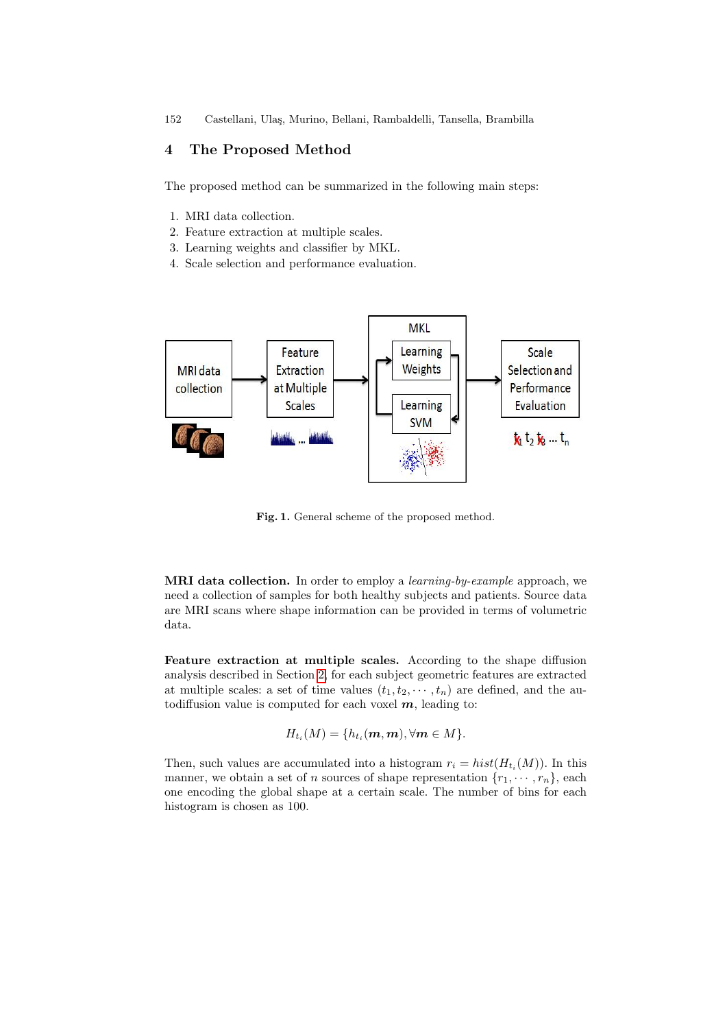## 4 The Proposed Method

The proposed method can be summarized in the following main steps:

1. MRI data collection.
2. Feature extraction at multiple scales.
3. Learning weights and classifier by MKL.
4. Scale selection and performance evaluation.

**Fig. 1.** General scheme of the proposed method.

**MRI data collection.** In order to employ a *learning-by-example* approach, we need a collection of samples for both healthy subjects and patients. Source data are MRI scans where shape information can be provided in terms of volumetric data.

**Feature extraction at multiple scales.** According to the shape diffusion analysis described in Section 2, for each subject geometric features are extracted at multiple scales: a set of time values $(t_1, t_2, \cdots, t_n)$ are defined, and the autodiffusion value is computed for each voxel $\boldsymbol{m}$, leading to:

$$H_{t_i}(M) = \{h_{t_i}(\boldsymbol{m}, \boldsymbol{m}), \forall \boldsymbol{m} \in M\}.$$

Then, such values are accumulated into a histogram $r_i = hist(H_{t_i}(M))$. In this manner, we obtain a set of $n$ sources of shape representation $\{r_1, \cdots, r_n\}$, each one encoding the global shape at a certain scale. The number of bins for each histogram is chosen as 100.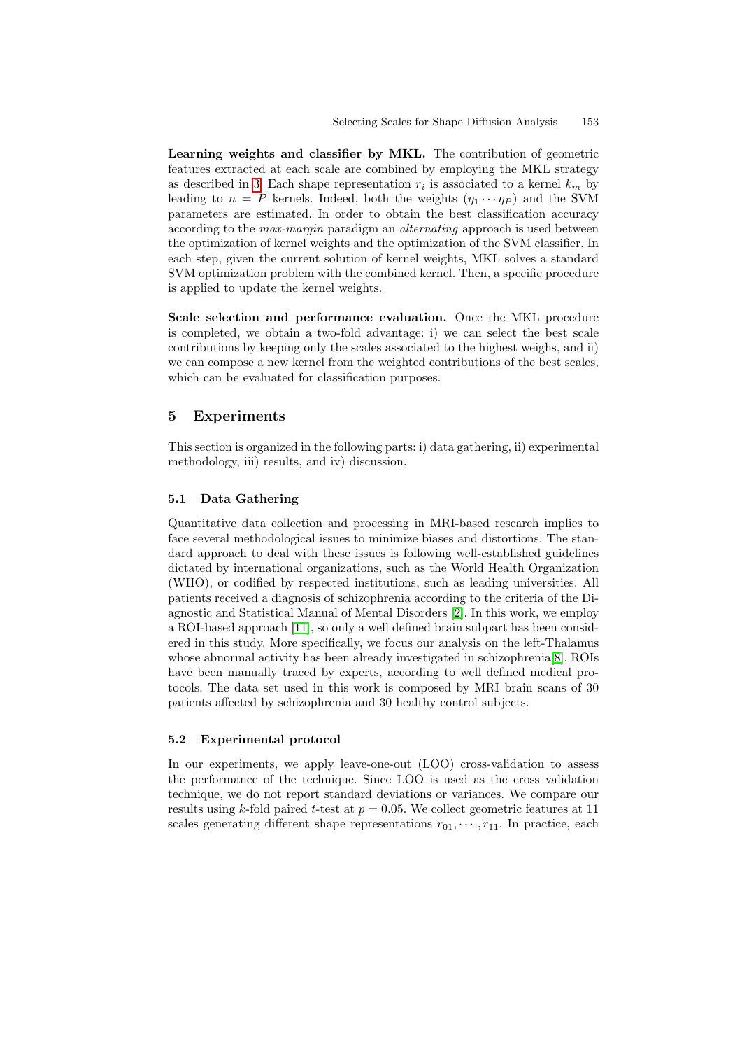**Learning weights and classifier by MKL.** The contribution of geometric features extracted at each scale are combined by employing the MKL strategy as described in 3. Each shape representation $r_i$ is associated to a kernel $k_m$ by leading to $n = P$ kernels. Indeed, both the weights $(\eta_1 \cdots \eta_P)$ and the SVM parameters are estimated. In order to obtain the best classification accuracy according to the *max-margin* paradigm an *alternating* approach is used between the optimization of kernel weights and the optimization of the SVM classifier. In each step, given the current solution of kernel weights, MKL solves a standard SVM optimization problem with the combined kernel. Then, a specific procedure is applied to update the kernel weights.

**Scale selection and performance evaluation.** Once the MKL procedure is completed, we obtain a two-fold advantage: i) we can select the best scale contributions by keeping only the scales associated to the highest weighs, and ii) we can compose a new kernel from the weighted contributions of the best scales, which can be evaluated for classification purposes.

## 5 Experiments

This section is organized in the following parts: i) data gathering, ii) experimental methodology, iii) results, and iv) discussion.

### 5.1 Data Gathering

Quantitative data collection and processing in MRI-based research implies to face several methodological issues to minimize biases and distortions. The standard approach to deal with these issues is following well-established guidelines dictated by international organizations, such as the World Health Organization (WHO), or codified by respected institutions, such as leading universities. All patients received a diagnosis of schizophrenia according to the criteria of the Diagnostic and Statistical Manual of Mental Disorders [2]. In this work, we employ a ROI-based approach [11], so only a well defined brain subpart has been considered in this study. More specifically, we focus our analysis on the left-Thalamus whose abnormal activity has been already investigated in schizophrenia[8]. ROIs have been manually traced by experts, according to well defined medical protocols. The data set used in this work is composed by MRI brain scans of 30 patients affected by schizophrenia and 30 healthy control subjects.

### 5.2 Experimental protocol

In our experiments, we apply leave-one-out (LOO) cross-validation to assess the performance of the technique. Since LOO is used as the cross validation technique, we do not report standard deviations or variances. We compare our results using $k$-fold paired $t$-test at $p = 0.05$. We collect geometric features at 11 scales generating different shape representations $r_{01}, \cdots, r_{11}$. In practice, each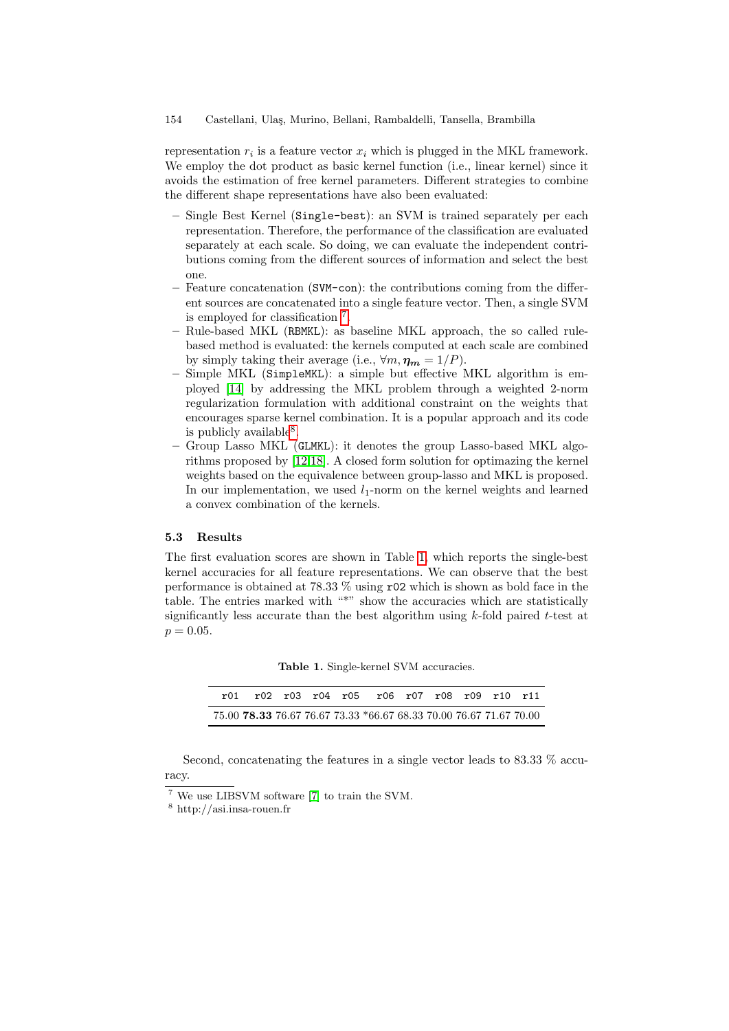representation $r_i$ is a feature vector $x_i$ which is plugged in the MKL framework. We employ the dot product as basic kernel function (i.e., linear kernel) since it avoids the estimation of free kernel parameters. Different strategies to combine the different shape representations have also been evaluated:

- Single Best Kernel (`Single-best`): an SVM is trained separately per each representation. Therefore, the performance of the classification are evaluated separately at each scale. So doing, we can evaluate the independent contributions coming from the different sources of information and select the best one.
- Feature concatenation (`SVM-con`): the contributions coming from the different sources are concatenated into a single feature vector. Then, a single SVM is employed for classification [7].
- Rule-based MKL (`RBMKL`): as baseline MKL approach, the so called rule-based method is evaluated: the kernels computed at each scale are combined by simply taking their average (i.e., $\forall m, \boldsymbol{\eta_m} = 1/P$).
- Simple MKL (`SimpleMKL`): a simple but effective MKL algorithm is employed [14] by addressing the MKL problem through a weighted 2-norm regularization formulation with additional constraint on the weights that encourages sparse kernel combination. It is a popular approach and its code is publicly available[8].
- Group Lasso MKL (`GLMKL`): it denotes the group Lasso-based MKL algorithms proposed by [12,18]. A closed form solution for optimazing the kernel weights based on the equivalence between group-lasso and MKL is proposed. In our implementation, we used $l_1$-norm on the kernel weights and learned a convex combination of the kernels.

### 5.3 Results

The first evaluation scores are shown in Table 1, which reports the single-best kernel accuracies for all feature representations. We can observe that the best performance is obtained at 78.33 % using `r02` which is shown as bold face in the table. The entries marked with "*" show the accuracies which are statistically significantly less accurate than the best algorithm using $k$-fold paired $t$-test at $p = 0.05$.

**Table 1.** Single-kernel SVM accuracies.

| r01 | r02 | r03 | r04 | r05 | r06 | r07 | r08 | r09 | r10 | r11 |
|---|---|---|---|---|---|---|---|---|---|---|
| 75.00 | **78.33** | 76.67 | 76.67 | 73.33 | *66.67 | 68.33 | 70.00 | 76.67 | 71.67 | 70.00 |

Second, concatenating the features in a single vector leads to 83.33 % accuracy.

[7] We use LIBSVM software [7] to train the SVM.

[8] http://asi.insa-rouen.fr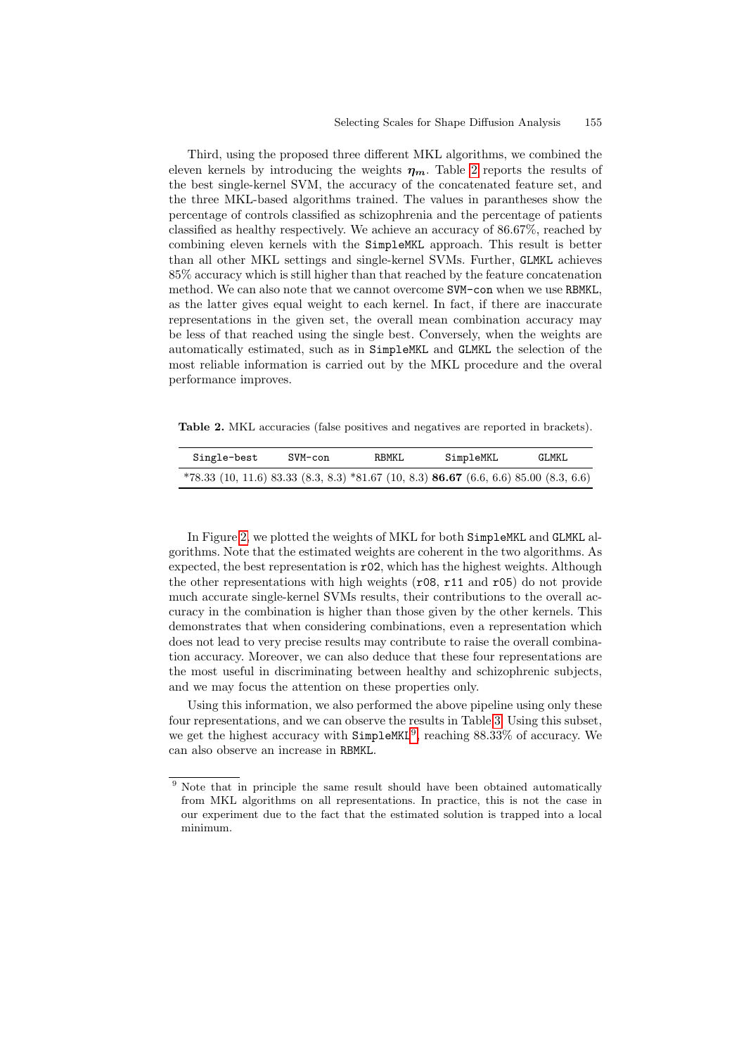Third, using the proposed three different MKL algorithms, we combined the eleven kernels by introducing the weights $\boldsymbol{\eta_m}$. Table 2 reports the results of the best single-kernel SVM, the accuracy of the concatenated feature set, and the three MKL-based algorithms trained. The values in parantheses show the percentage of controls classified as schizophrenia and the percentage of patients classified as healthy respectively. We achieve an accuracy of 86.67%, reached by combining eleven kernels with the `SimpleMKL` approach. This result is better than all other MKL settings and single-kernel SVMs. Further, `GLMKL` achieves 85% accuracy which is still higher than that reached by the feature concatenation method. We can also note that we cannot overcome `SVM-con` when we use `RBMKL`, as the latter gives equal weight to each kernel. In fact, if there are inaccurate representations in the given set, the overall mean combination accuracy may be less of that reached using the single best. Conversely, when the weights are automatically estimated, such as in `SimpleMKL` and `GLMKL` the selection of the most reliable information is carried out by the MKL procedure and the overal performance improves.

**Table 2.** MKL accuracies (false positives and negatives are reported in brackets).

| Single-best | SVM-con | RBMKL | SimpleMKL | GLMKL |
|---|---|---|---|---|
| *78.33 (10, 11.6) | 83.33 (8.3, 8.3) | *81.67 (10, 8.3) | **86.67** (6.6, 6.6) | 85.00 (8.3, 6.6) |

In Figure 2, we plotted the weights of MKL for both `SimpleMKL` and `GLMKL` algorithms. Note that the estimated weights are coherent in the two algorithms. As expected, the best representation is `r02`, which has the highest weights. Although the other representations with high weights (`r08`, `r11` and `r05`) do not provide much accurate single-kernel SVMs results, their contributions to the overall accuracy in the combination is higher than those given by the other kernels. This demonstrates that when considering combinations, even a representation which does not lead to very precise results may contribute to raise the overall combination accuracy. Moreover, we can also deduce that these four representations are the most useful in discriminating between healthy and schizophrenic subjects, and we may focus the attention on these properties only.

Using this information, we also performed the above pipeline using only these four representations, and we can observe the results in Table 3. Using this subset, we get the highest accuracy with `SimpleMKL`[9], reaching 88.33% of accuracy. We can also observe an increase in `RBMKL`.

[9] Note that in principle the same result should have been obtained automatically from MKL algorithms on all representations. In practice, this is not the case in our experiment due to the fact that the estimated solution is trapped into a local minimum.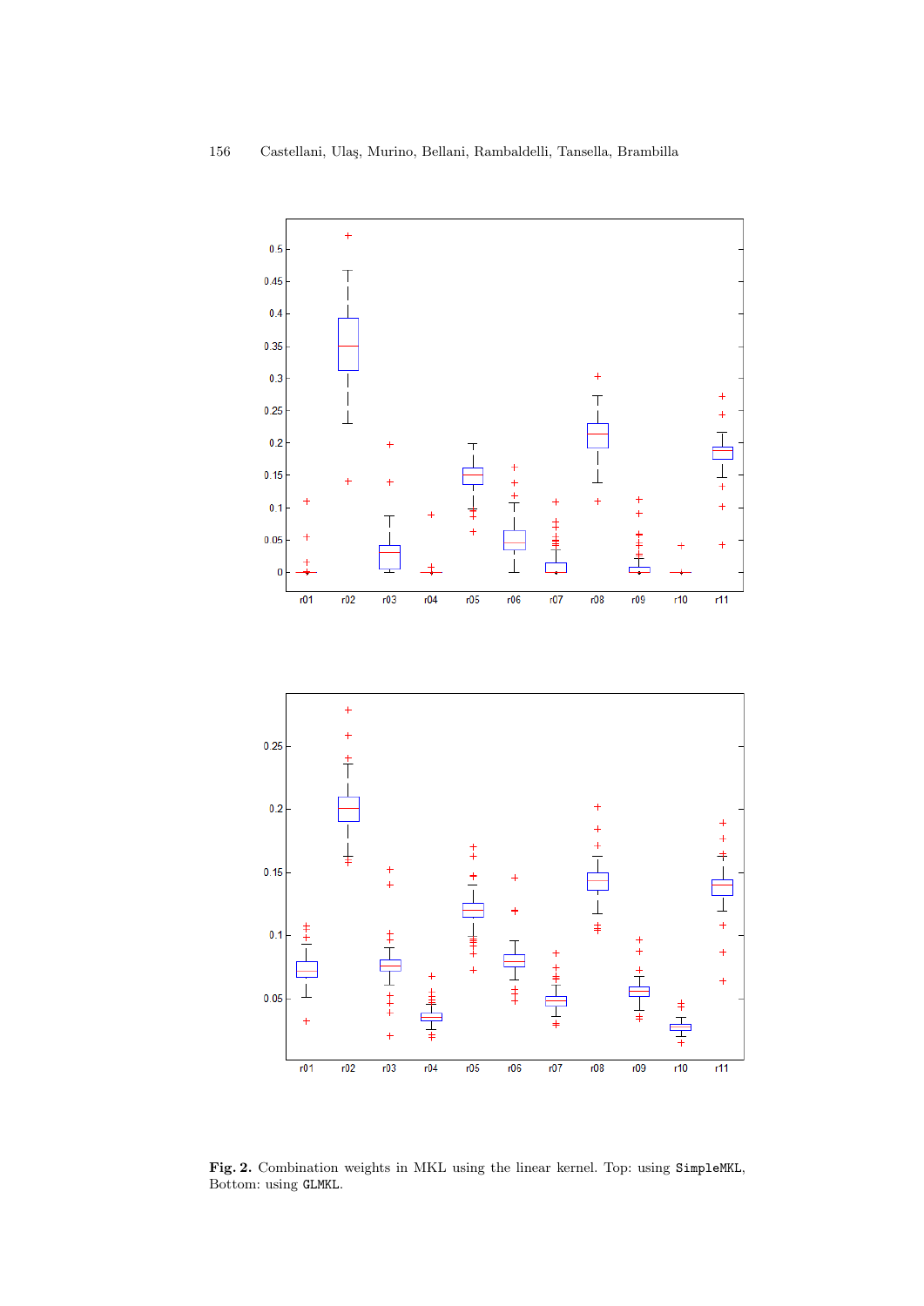**Fig. 2.** Combination weights in MKL using the linear kernel. Top: using `SimpleMKL`, Bottom: using `GLMKL`.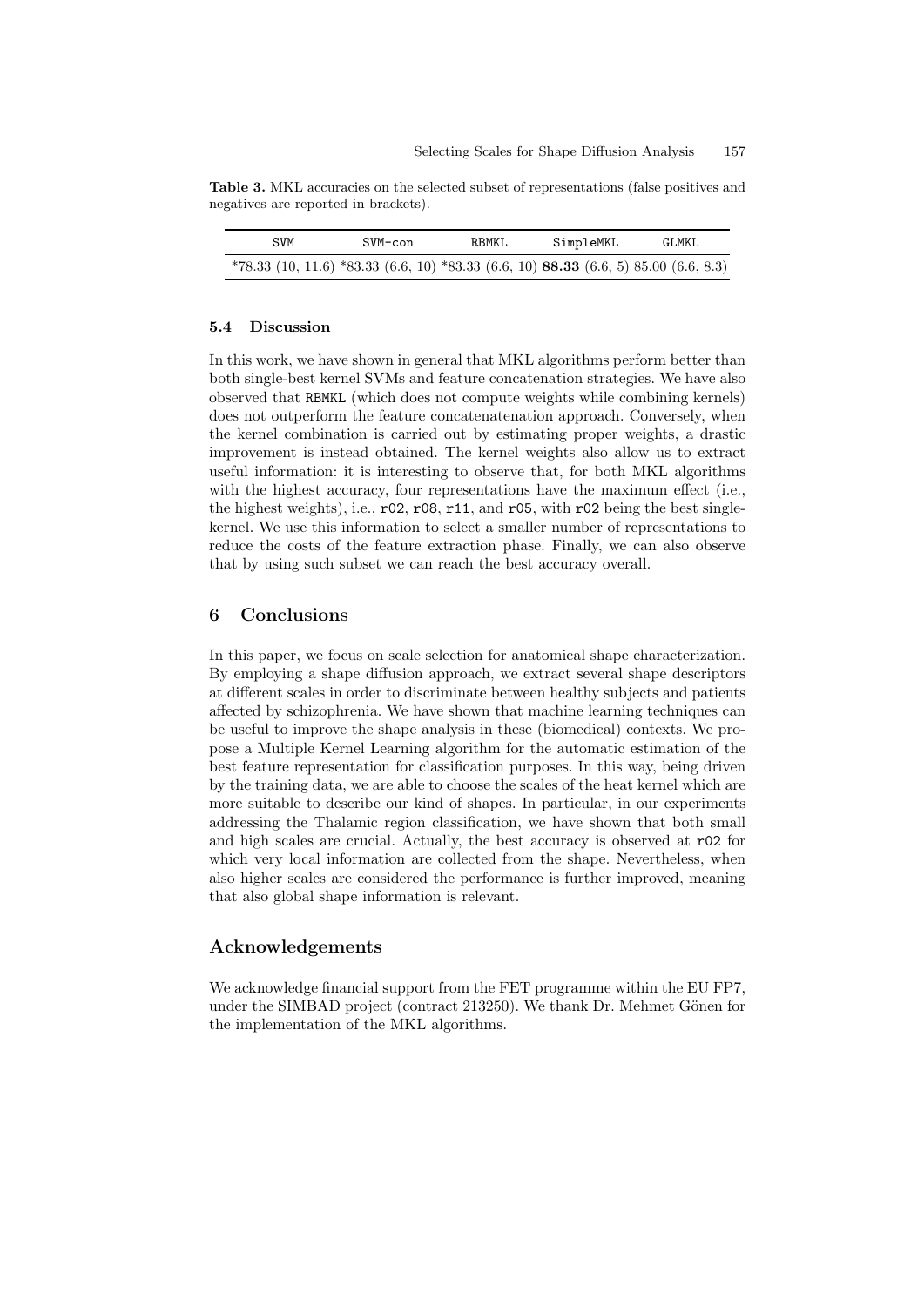**Table 3.** MKL accuracies on the selected subset of representations (false positives and negatives are reported in brackets).

| SVM | SVM-con | RBMKL | SimpleMKL | GLMKL |
|---|---|---|---|---|
| *78.33 (10, 11.6) | *83.33 (6.6, 10) | *83.33 (6.6, 10) | **88.33** (6.6, 5) | 85.00 (6.6, 8.3) |

### 5.4 Discussion

In this work, we have shown in general that MKL algorithms perform better than both single-best kernel SVMs and feature concatenation strategies. We have also observed that RBMKL (which does not compute weights while combining kernels) does not outperform the feature concatenatenation approach. Conversely, when the kernel combination is carried out by estimating proper weights, a drastic improvement is instead obtained. The kernel weights also allow us to extract useful information: it is interesting to observe that, for both MKL algorithms with the highest accuracy, four representations have the maximum effect (i.e., the highest weights), i.e., r02, r08, r11, and r05, with r02 being the best single-kernel. We use this information to select a smaller number of representations to reduce the costs of the feature extraction phase. Finally, we can also observe that by using such subset we can reach the best accuracy overall.

## 6 Conclusions

In this paper, we focus on scale selection for anatomical shape characterization. By employing a shape diffusion approach, we extract several shape descriptors at different scales in order to discriminate between healthy subjects and patients affected by schizophrenia. We have shown that machine learning techniques can be useful to improve the shape analysis in these (biomedical) contexts. We propose a Multiple Kernel Learning algorithm for the automatic estimation of the best feature representation for classification purposes. In this way, being driven by the training data, we are able to choose the scales of the heat kernel which are more suitable to describe our kind of shapes. In particular, in our experiments addressing the Thalamic region classification, we have shown that both small and high scales are crucial. Actually, the best accuracy is observed at r02 for which very local information are collected from the shape. Nevertheless, when also higher scales are considered the performance is further improved, meaning that also global shape information is relevant.

## Acknowledgements

We acknowledge financial support from the FET programme within the EU FP7, under the SIMBAD project (contract 213250). We thank Dr. Mehmet Gönen for the implementation of the MKL algorithms.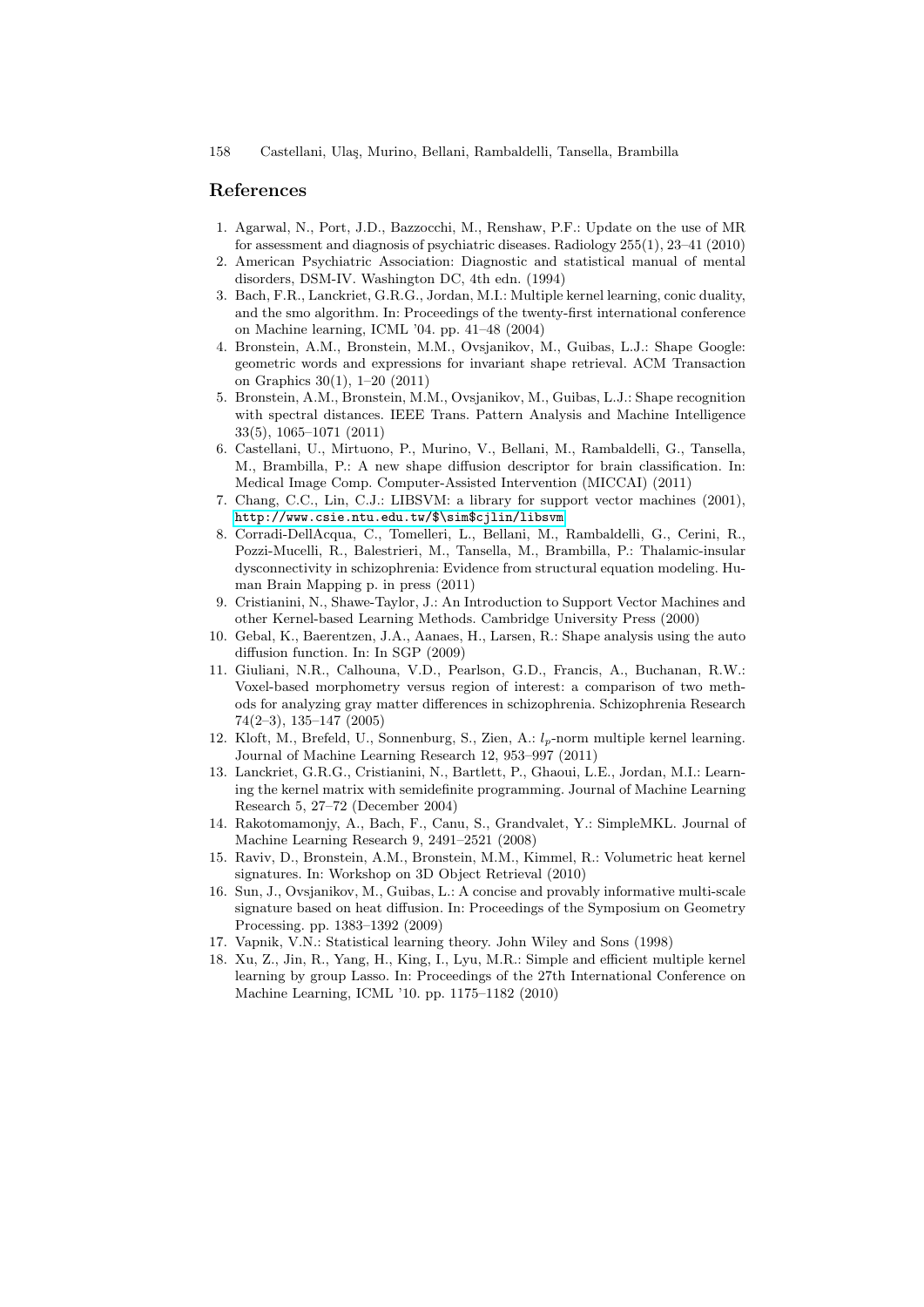## References

1. Agarwal, N., Port, J.D., Bazzocchi, M., Renshaw, P.F.: Update on the use of MR for assessment and diagnosis of psychiatric diseases. Radiology 255(1), 23–41 (2010)
2. American Psychiatric Association: Diagnostic and statistical manual of mental disorders, DSM-IV. Washington DC, 4th edn. (1994)
3. Bach, F.R., Lanckriet, G.R.G., Jordan, M.I.: Multiple kernel learning, conic duality, and the smo algorithm. In: Proceedings of the twenty-first international conference on Machine learning, ICML '04. pp. 41–48 (2004)
4. Bronstein, A.M., Bronstein, M.M., Ovsjanikov, M., Guibas, L.J.: Shape Google: geometric words and expressions for invariant shape retrieval. ACM Transaction on Graphics 30(1), 1–20 (2011)
5. Bronstein, A.M., Bronstein, M.M., Ovsjanikov, M., Guibas, L.J.: Shape recognition with spectral distances. IEEE Trans. Pattern Analysis and Machine Intelligence 33(5), 1065–1071 (2011)
6. Castellani, U., Mirtuono, P., Murino, V., Bellani, M., Rambaldelli, G., Tansella, M., Brambilla, P.: A new shape diffusion descriptor for brain classification. In: Medical Image Comp. Computer-Assisted Intervention (MICCAI) (2011)
7. Chang, C.C., Lin, C.J.: LIBSVM: a library for support vector machines (2001), http://www.csie.ntu.edu.tw/$\sim$cjlin/libsvm
8. Corradi-DellAcqua, C., Tomelleri, L., Bellani, M., Rambaldelli, G., Cerini, R., Pozzi-Mucelli, R., Balestrieri, M., Tansella, M., Brambilla, P.: Thalamic-insular dysconnectivity in schizophrenia: Evidence from structural equation modeling. Human Brain Mapping p. in press (2011)
9. Cristianini, N., Shawe-Taylor, J.: An Introduction to Support Vector Machines and other Kernel-based Learning Methods. Cambridge University Press (2000)
10. Gebal, K., Baerentzen, J.A., Aanaes, H., Larsen, R.: Shape analysis using the auto diffusion function. In: In SGP (2009)
11. Giuliani, N.R., Calhouna, V.D., Pearlson, G.D., Francis, A., Buchanan, R.W.: Voxel-based morphometry versus region of interest: a comparison of two methods for analyzing gray matter differences in schizophrenia. Schizophrenia Research 74(2–3), 135–147 (2005)
12. Kloft, M., Brefeld, U., Sonnenburg, S., Zien, A.: $l_p$-norm multiple kernel learning. Journal of Machine Learning Research 12, 953–997 (2011)
13. Lanckriet, G.R.G., Cristianini, N., Bartlett, P., Ghaoui, L.E., Jordan, M.I.: Learning the kernel matrix with semidefinite programming. Journal of Machine Learning Research 5, 27–72 (December 2004)
14. Rakotomamonjy, A., Bach, F., Canu, S., Grandvalet, Y.: SimpleMKL. Journal of Machine Learning Research 9, 2491–2521 (2008)
15. Raviv, D., Bronstein, A.M., Bronstein, M.M., Kimmel, R.: Volumetric heat kernel signatures. In: Workshop on 3D Object Retrieval (2010)
16. Sun, J., Ovsjanikov, M., Guibas, L.: A concise and provably informative multi-scale signature based on heat diffusion. In: Proceedings of the Symposium on Geometry Processing. pp. 1383–1392 (2009)
17. Vapnik, V.N.: Statistical learning theory. John Wiley and Sons (1998)
18. Xu, Z., Jin, R., Yang, H., King, I., Lyu, M.R.: Simple and efficient multiple kernel learning by group Lasso. In: Proceedings of the 27th International Conference on Machine Learning, ICML '10. pp. 1175–1182 (2010)